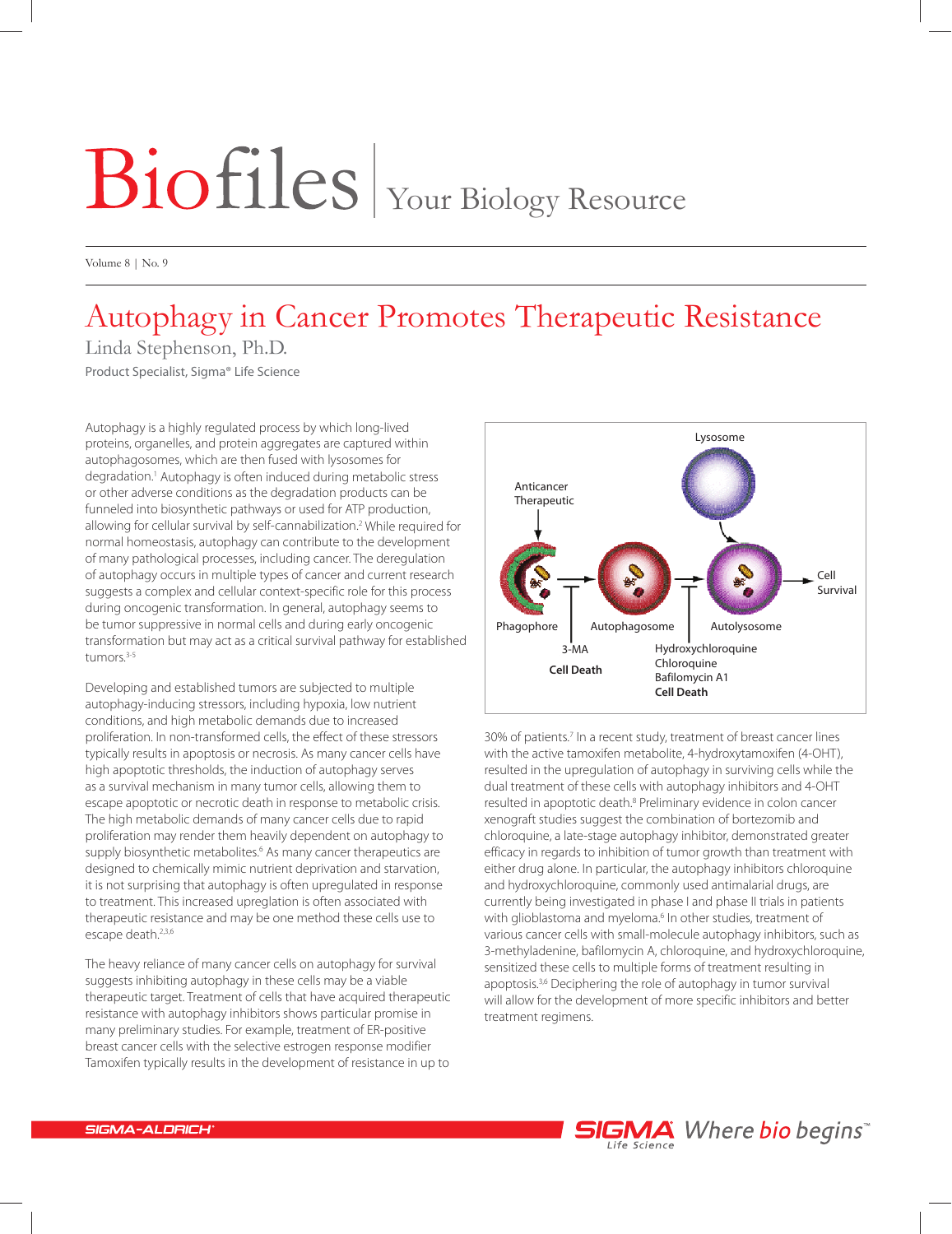# Biofiles | Your Biology Resource

## Autophagy in Cancer Promotes Therapeutic Resistance

Linda Stephenson, Ph.D.

Product Specialist, Sigma® Life Science

Autophagy is a highly regulated process by which long-lived proteins, organelles, and protein aggregates are captured within autophagosomes, which are then fused with lysosomes for degradation.[1] Autophagy is often induced during metabolic stress or other adverse conditions as the degradation products can be funneled into biosynthetic pathways or used for ATP production, allowing for cellular survival by self-cannibalization.[2] While required for normal homeostasis, autophagy can contribute to the development of many pathological processes, including cancer. The deregulation of autophagy occurs in multiple types of cancer and current research suggests a complex and cellular context-specific role for this process during oncogenic transformation. In general, autophagy seems to be tumor suppressive in normal cells and during early oncogenic transformation but may act as a critical survival pathway for established tumors.[3-5]

Developing and established tumors are subjected to multiple autophagy-inducing stressors, including hypoxia, low nutrient conditions, and high metabolic demands due to increased proliferation. In non-transformed cells, the effect of these stressors typically results in apoptosis or necrosis. As many cancer cells have high apoptotic thresholds, the induction of autophagy serves as a survival mechanism in many tumor cells, allowing them to escape apoptotic or necrotic death in response to metabolic crisis. The high metabolic demands of many cancer cells due to rapid proliferation may render them heavily dependent on autophagy to supply biosynthetic metabolites.[6] As many cancer therapeutics are designed to chemically mimic nutrient deprivation and starvation, it is not surprising that autophagy is often upregulated in response to treatment. This increased upregulation is often associated with therapeutic resistance and may be one method these cells use to escape death.[2,3,6]

The heavy reliance of many cancer cells on autophagy for survival suggests inhibiting autophagy in these cells may be a viable therapeutic target. Treatment of cells that have acquired therapeutic resistance with autophagy inhibitors shows particular promise in many preliminary studies. For example, treatment of ER-positive breast cancer cells with the selective estrogen response modifier Tamoxifen typically results in the development of resistance in up to 30% of patients.[7] In a recent study, treatment of breast cancer lines with the active tamoxifen metabolite, 4-hydroxytamoxifen (4-OHT), resulted in the upregulation of autophagy in surviving cells while the dual treatment of these cells with autophagy inhibitors and 4-OHT resulted in apoptotic death.[8] Preliminary evidence in colon cancer xenograft studies suggest the combination of bortezomib and chloroquine, a late-stage autophagy inhibitor, demonstrated greater efficacy in regards to inhibition of tumor growth than treatment with either drug alone. In particular, the autophagy inhibitors chloroquine and hydroxychloroquine, commonly used antimalarial drugs, are currently being investigated in phase I and phase II trials in patients with glioblastoma and myeloma.[6] In other studies, treatment of various cancer cells with small-molecule autophagy inhibitors, such as 3-methyladenine, bafilomycin A, chloroquine, and hydroxychloroquine, sensitized these cells to multiple forms of treatment resulting in apoptosis.[3,6] Deciphering the role of autophagy in tumor survival will allow for the development of more specific inhibitors and better treatment regimens.

Anticancer Therapeutic → Phagophore → Autophagosome → (+ Lysosome) Autolysosome → Cell Survival

3-MA ⊣ (Phagophore → Autophagosome): Cell Death

Hydroxychloroquine, Chloroquine, Bafilomycin A1 ⊣ (Autophagosome → Autolysosome): Cell Death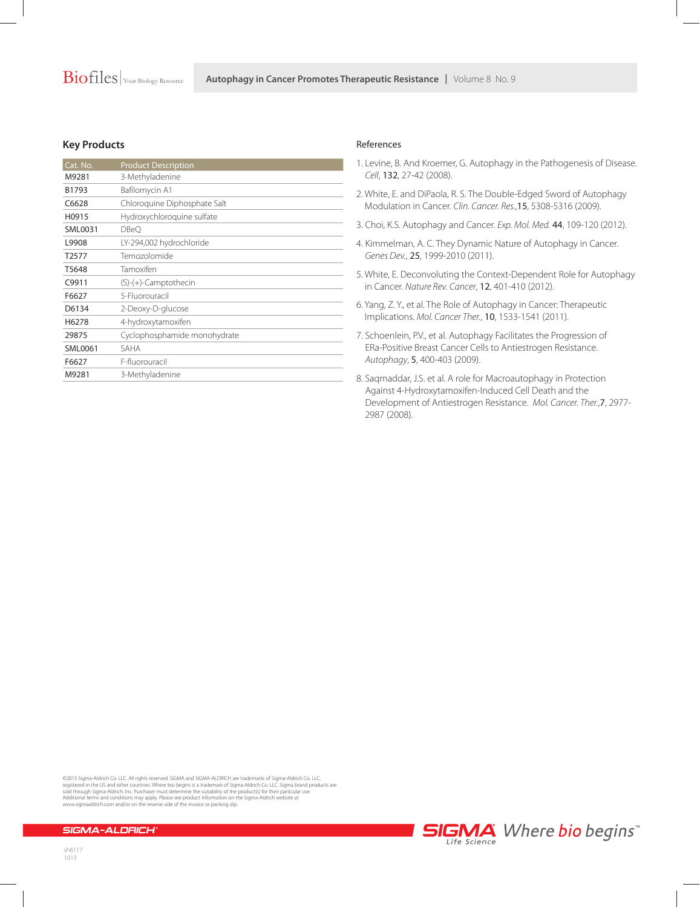## Key Products

| Cat. No. | Product Description |
|---|---|
| M9281 | 3-Methyladenine |
| B1793 | Bafilomycin A1 |
| C6628 | Chloroquine Diphosphate Salt |
| H0915 | Hydroxychloroquine sulfate |
| SML0031 | DBeQ |
| L9908 | LY-294,002 hydrochloride |
| T2577 | Temozolomide |
| T5648 | Tamoxifen |
| C9911 | (S)-(+)-Camptothecin |
| F6627 | 5-Fluorouracil |
| D6134 | 2-Deoxy-D-glucose |
| H6278 | 4-hydroxytamoxifen |
| 29875 | Cyclophosphamide monohydrate |
| SML0061 | SAHA |
| F6627 | F-fluorouracil |
| M9281 | 3-Methyladenine |

## References

1. Levine, B. And Kroemer, G. Autophagy in the Pathogenesis of Disease. *Cell*, **132**, 27-42 (2008).
2. White, E. and DiPaola, R. S. The Double-Edged Sword of Autophagy Modulation in Cancer. *Clin. Cancer. Res.*,**15**, 5308-5316 (2009).
3. Choi, K.S. Autophagy and Cancer. *Exp. Mol. Med.* **44**, 109-120 (2012).
4. Kimmelman, A. C. They Dynamic Nature of Autophagy in Cancer. *Genes Dev.*, **25**, 1999-2010 (2011).
5. White, E. Deconvoluting the Context-Dependent Role for Autophagy in Cancer. *Nature Rev. Cancer*, **12**, 401-410 (2012).
6. Yang, Z. Y., et al. The Role of Autophagy in Cancer: Therapeutic Implications. *Mol. Cancer Ther.*, **10**, 1533-1541 (2011).
7. Schoenlein, P.V., et al. Autophagy Facilitates the Progression of ERa-Positive Breast Cancer Cells to Antiestrogen Resistance. *Autophagy*, **5**, 400-403 (2009).
8. Saqmaddar, J.S. et al. A role for Macroautophagy in Protection Against 4-Hydroxytamoxifen-Induced Cell Death and the Development of Antiestrogen Resistance. *Mol. Cancer. Ther.*,**7**, 2977-2987 (2008).

©2013 Sigma-Aldrich Co. LLC. All rights reserved. SIGMA and SIGMA-ALDRICH are trademarks of Sigma-Aldrich Co. LLC, registered in the US and other countries. Where bio begins is a trademark of Sigma-Aldrich Co. LLC. Sigma brand products are sold through Sigma-Aldrich, Inc. Purchaser must determine the suitability of the product(s) for their particular use. Additional terms and conditions may apply. Please see product information on the Sigma-Aldrich website at www.sigmaaldrich.com and/or on the reverse side of the invoice or packing slip.

SIGMA-ALDRICH®

SIGMA Life Science — Where bio begins™

sh6117
1013